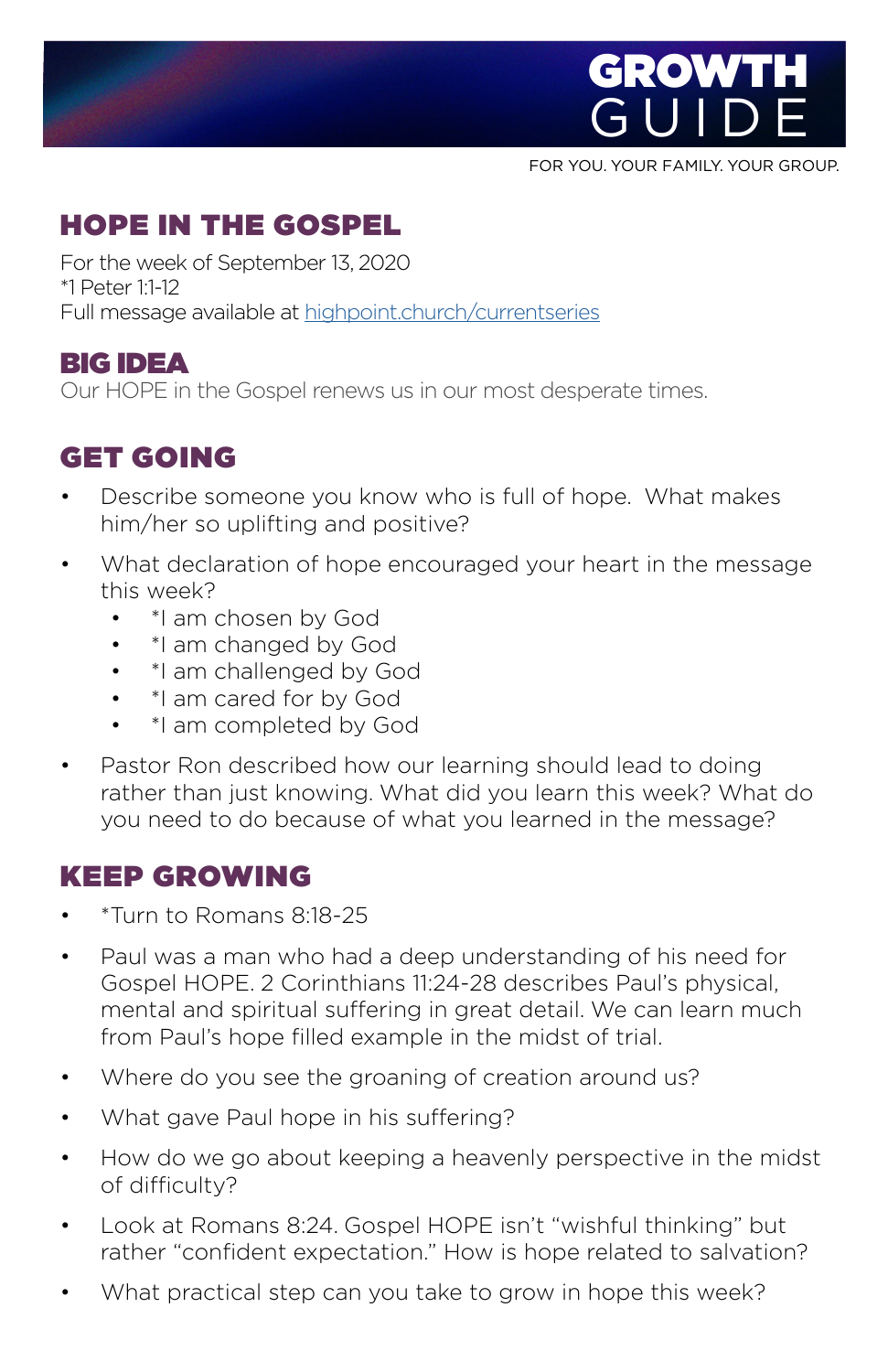# GROWTH GUIDE

FOR YOU. YOUR FAMILY. YOUR GROUP.

## HOPE IN THE GOSPEL

For the week of September 13, 2020
*1 Peter 1:1-12
Full message available at [highpoint.church/currentseries](highpoint.church/currentseries)

## BIG IDEA

Our HOPE in the Gospel renews us in our most desperate times.

## GET GOING

- Describe someone you know who is full of hope. What makes him/her so uplifting and positive?
- What declaration of hope encouraged your heart in the message this week?
  - *I am chosen by God
  - *I am changed by God
  - *I am challenged by God
  - *I am cared for by God
  - *I am completed by God
- Pastor Ron described how our learning should lead to doing rather than just knowing. What did you learn this week? What do you need to do because of what you learned in the message?

## KEEP GROWING

- *Turn to Romans 8:18-25
- Paul was a man who had a deep understanding of his need for Gospel HOPE. 2 Corinthians 11:24-28 describes Paul's physical, mental and spiritual suffering in great detail. We can learn much from Paul's hope filled example in the midst of trial.
- Where do you see the groaning of creation around us?
- What gave Paul hope in his suffering?
- How do we go about keeping a heavenly perspective in the midst of difficulty?
- Look at Romans 8:24. Gospel HOPE isn't "wishful thinking" but rather "confident expectation." How is hope related to salvation?
- What practical step can you take to grow in hope this week?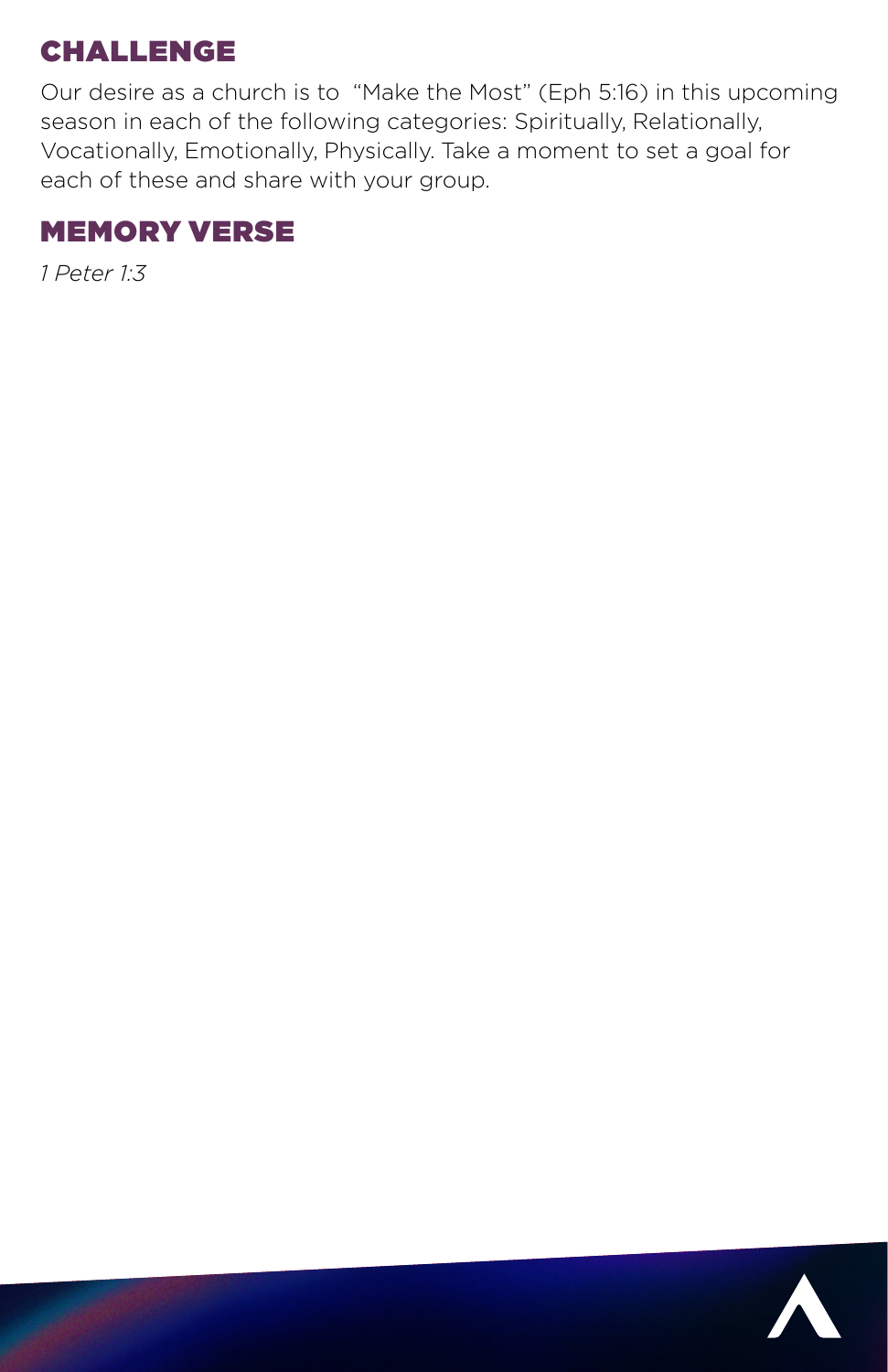## CHALLENGE

Our desire as a church is to "Make the Most" (Eph 5:16) in this upcoming season in each of the following categories: Spiritually, Relationally, Vocationally, Emotionally, Physically. Take a moment to set a goal for each of these and share with your group.

## MEMORY VERSE

*1 Peter 1:3*